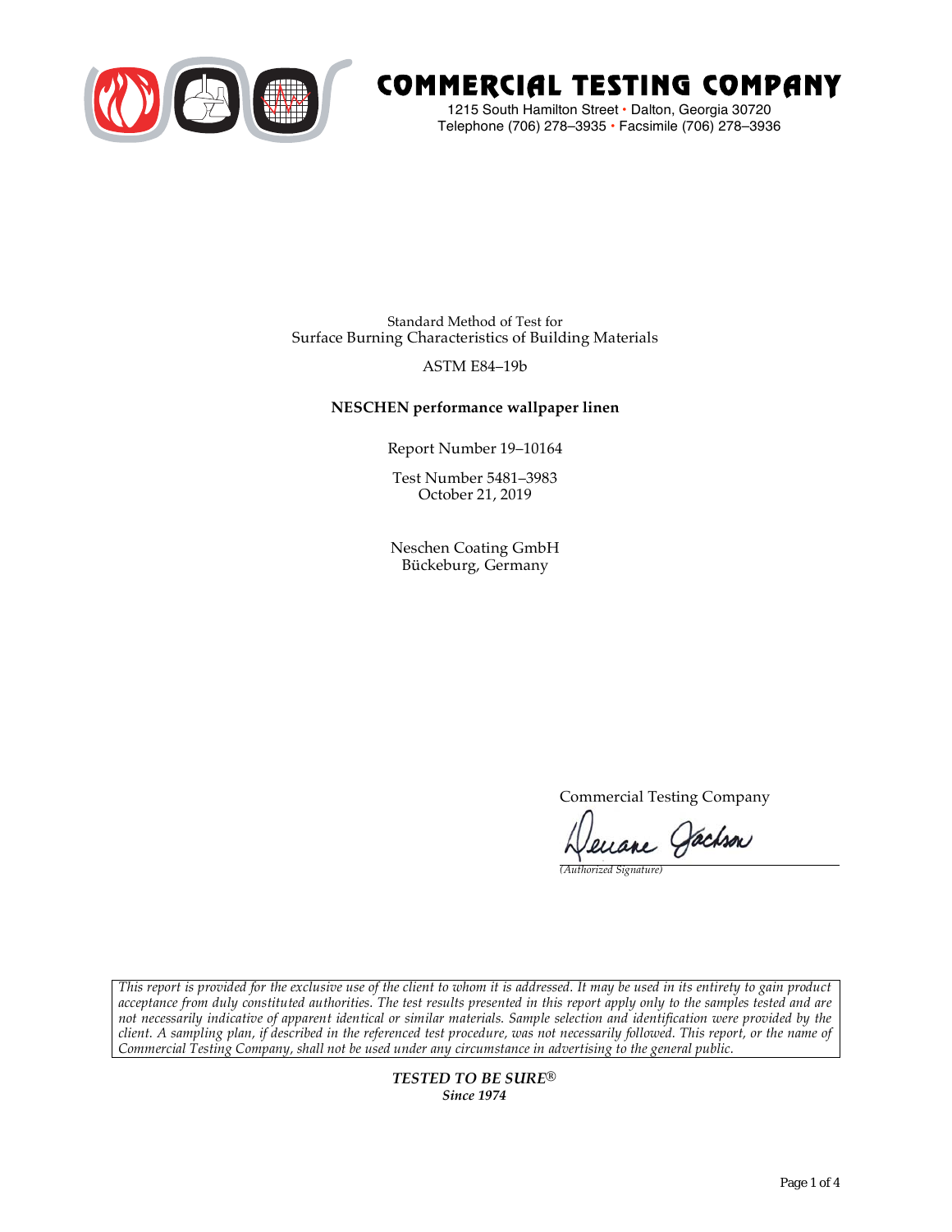# COMMERCIAL TESTING COMPANY

1215 South Hamilton Street • Dalton, Georgia 30720
Telephone (706) 278–3935 • Facsimile (706) 278–3936

Standard Method of Test for
Surface Burning Characteristics of Building Materials

ASTM E84–19b

**NESCHEN performance wallpaper linen**

Report Number 19–10164

Test Number 5481–3983
October 21, 2019

Neschen Coating GmbH
Bückeburg, Germany

Commercial Testing Company

*(Authorized Signature)*

*This report is provided for the exclusive use of the client to whom it is addressed. It may be used in its entirety to gain product acceptance from duly constituted authorities. The test results presented in this report apply only to the samples tested and are not necessarily indicative of apparent identical or similar materials. Sample selection and identification were provided by the client. A sampling plan, if described in the referenced test procedure, was not necessarily followed. This report, or the name of Commercial Testing Company, shall not be used under any circumstance in advertising to the general public.*

***TESTED TO BE SURE®***
***Since 1974***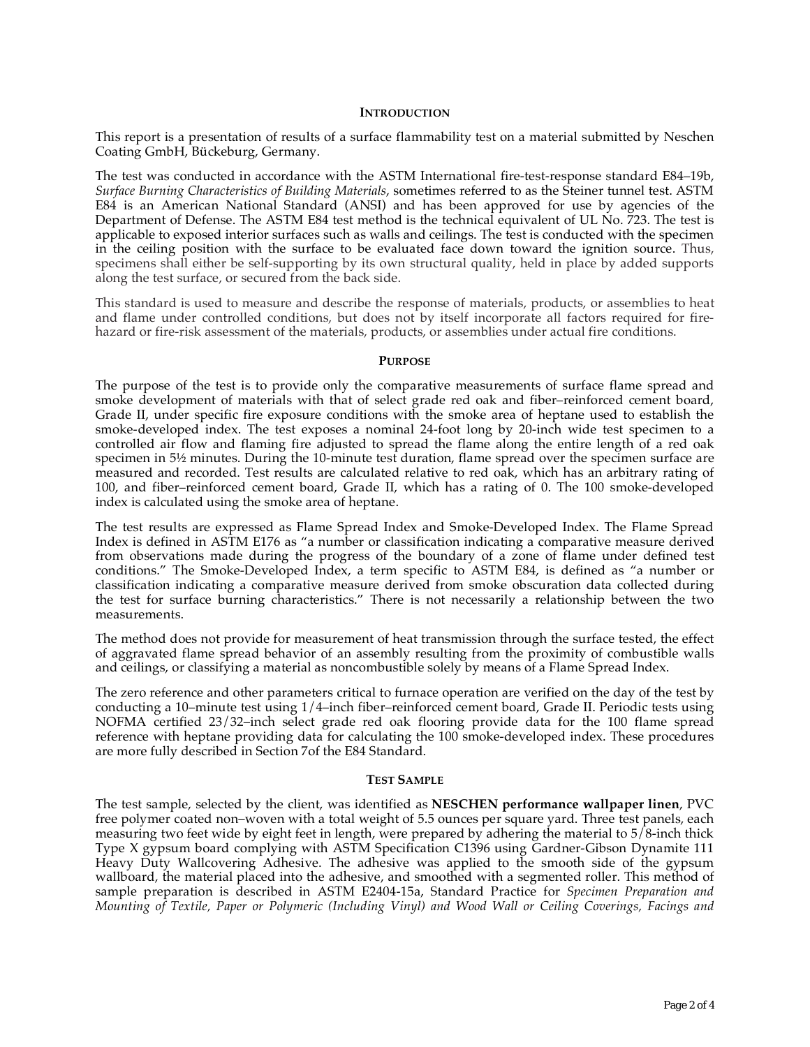## INTRODUCTION

This report is a presentation of results of a surface flammability test on a material submitted by Neschen Coating GmbH, Bückeburg, Germany.

The test was conducted in accordance with the ASTM International fire-test-response standard E84–19b, *Surface Burning Characteristics of Building Materials*, sometimes referred to as the Steiner tunnel test. ASTM E84 is an American National Standard (ANSI) and has been approved for use by agencies of the Department of Defense. The ASTM E84 test method is the technical equivalent of UL No. 723. The test is applicable to exposed interior surfaces such as walls and ceilings. The test is conducted with the specimen in the ceiling position with the surface to be evaluated face down toward the ignition source. Thus, specimens shall either be self-supporting by its own structural quality, held in place by added supports along the test surface, or secured from the back side.

This standard is used to measure and describe the response of materials, products, or assemblies to heat and flame under controlled conditions, but does not by itself incorporate all factors required for fire-hazard or fire-risk assessment of the materials, products, or assemblies under actual fire conditions.

## PURPOSE

The purpose of the test is to provide only the comparative measurements of surface flame spread and smoke development of materials with that of select grade red oak and fiber–reinforced cement board, Grade II, under specific fire exposure conditions with the smoke area of heptane used to establish the smoke-developed index. The test exposes a nominal 24-foot long by 20-inch wide test specimen to a controlled air flow and flaming fire adjusted to spread the flame along the entire length of a red oak specimen in 5½ minutes. During the 10-minute test duration, flame spread over the specimen surface are measured and recorded. Test results are calculated relative to red oak, which has an arbitrary rating of 100, and fiber–reinforced cement board, Grade II, which has a rating of 0. The 100 smoke-developed index is calculated using the smoke area of heptane.

The test results are expressed as Flame Spread Index and Smoke-Developed Index. The Flame Spread Index is defined in ASTM E176 as "a number or classification indicating a comparative measure derived from observations made during the progress of the boundary of a zone of flame under defined test conditions." The Smoke-Developed Index, a term specific to ASTM E84, is defined as "a number or classification indicating a comparative measure derived from smoke obscuration data collected during the test for surface burning characteristics." There is not necessarily a relationship between the two measurements.

The method does not provide for measurement of heat transmission through the surface tested, the effect of aggravated flame spread behavior of an assembly resulting from the proximity of combustible walls and ceilings, or classifying a material as noncombustible solely by means of a Flame Spread Index.

The zero reference and other parameters critical to furnace operation are verified on the day of the test by conducting a 10–minute test using 1/4–inch fiber–reinforced cement board, Grade II. Periodic tests using NOFMA certified 23/32–inch select grade red oak flooring provide data for the 100 flame spread reference with heptane providing data for calculating the 100 smoke-developed index. These procedures are more fully described in Section 7of the E84 Standard.

## TEST SAMPLE

The test sample, selected by the client, was identified as **NESCHEN performance wallpaper linen**, PVC free polymer coated non–woven with a total weight of 5.5 ounces per square yard. Three test panels, each measuring two feet wide by eight feet in length, were prepared by adhering the material to 5/8-inch thick Type X gypsum board complying with ASTM Specification C1396 using Gardner-Gibson Dynamite 111 Heavy Duty Wallcovering Adhesive. The adhesive was applied to the smooth side of the gypsum wallboard, the material placed into the adhesive, and smoothed with a segmented roller. This method of sample preparation is described in ASTM E2404-15a, Standard Practice for *Specimen Preparation and Mounting of Textile, Paper or Polymeric (Including Vinyl) and Wood Wall or Ceiling Coverings, Facings and*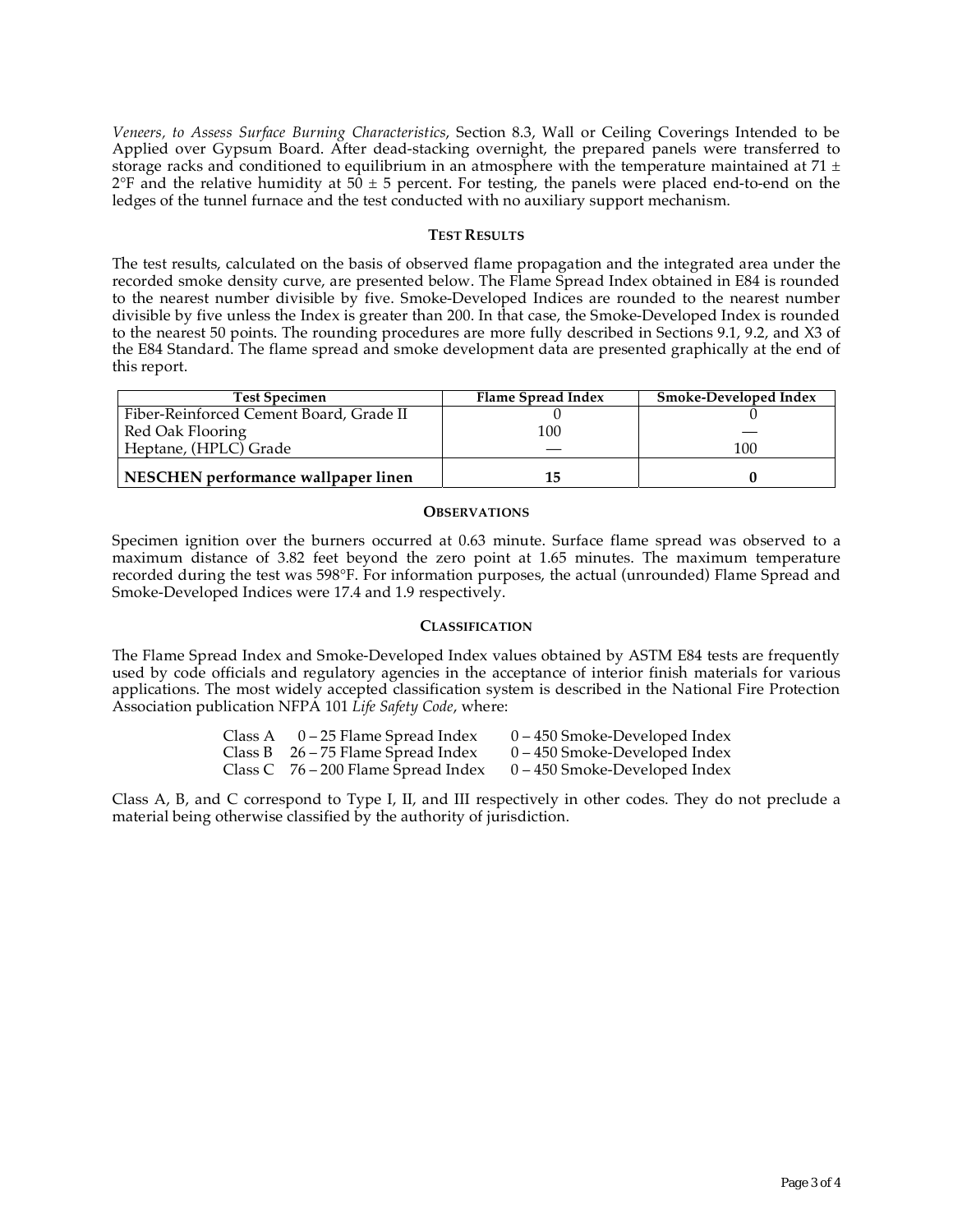*Veneers, to Assess Surface Burning Characteristics*, Section 8.3, Wall or Ceiling Coverings Intended to be Applied over Gypsum Board. After dead-stacking overnight, the prepared panels were transferred to storage racks and conditioned to equilibrium in an atmosphere with the temperature maintained at 71 ± 2°F and the relative humidity at 50 ± 5 percent. For testing, the panels were placed end-to-end on the ledges of the tunnel furnace and the test conducted with no auxiliary support mechanism.

## TEST RESULTS

The test results, calculated on the basis of observed flame propagation and the integrated area under the recorded smoke density curve, are presented below. The Flame Spread Index obtained in E84 is rounded to the nearest number divisible by five. Smoke-Developed Indices are rounded to the nearest number divisible by five unless the Index is greater than 200. In that case, the Smoke-Developed Index is rounded to the nearest 50 points. The rounding procedures are more fully described in Sections 9.1, 9.2, and X3 of the E84 Standard. The flame spread and smoke development data are presented graphically at the end of this report.

| Test Specimen | Flame Spread Index | Smoke-Developed Index |
|---|---|---|
| Fiber-Reinforced Cement Board, Grade II | 0 | 0 |
| Red Oak Flooring | 100 | — |
| Heptane, (HPLC) Grade | — | 100 |
| **NESCHEN performance wallpaper linen** | **15** | **0** |

## OBSERVATIONS

Specimen ignition over the burners occurred at 0.63 minute. Surface flame spread was observed to a maximum distance of 3.82 feet beyond the zero point at 1.65 minutes. The maximum temperature recorded during the test was 598°F. For information purposes, the actual (unrounded) Flame Spread and Smoke-Developed Indices were 17.4 and 1.9 respectively.

## CLASSIFICATION

The Flame Spread Index and Smoke-Developed Index values obtained by ASTM E84 tests are frequently used by code officials and regulatory agencies in the acceptance of interior finish materials for various applications. The most widely accepted classification system is described in the National Fire Protection Association publication NFPA 101 *Life Safety Code*, where:

Class A 0 – 25 Flame Spread Index 0 – 450 Smoke-Developed Index
Class B 26 – 75 Flame Spread Index 0 – 450 Smoke-Developed Index
Class C 76 – 200 Flame Spread Index 0 – 450 Smoke-Developed Index

Class A, B, and C correspond to Type I, II, and III respectively in other codes. They do not preclude a material being otherwise classified by the authority of jurisdiction.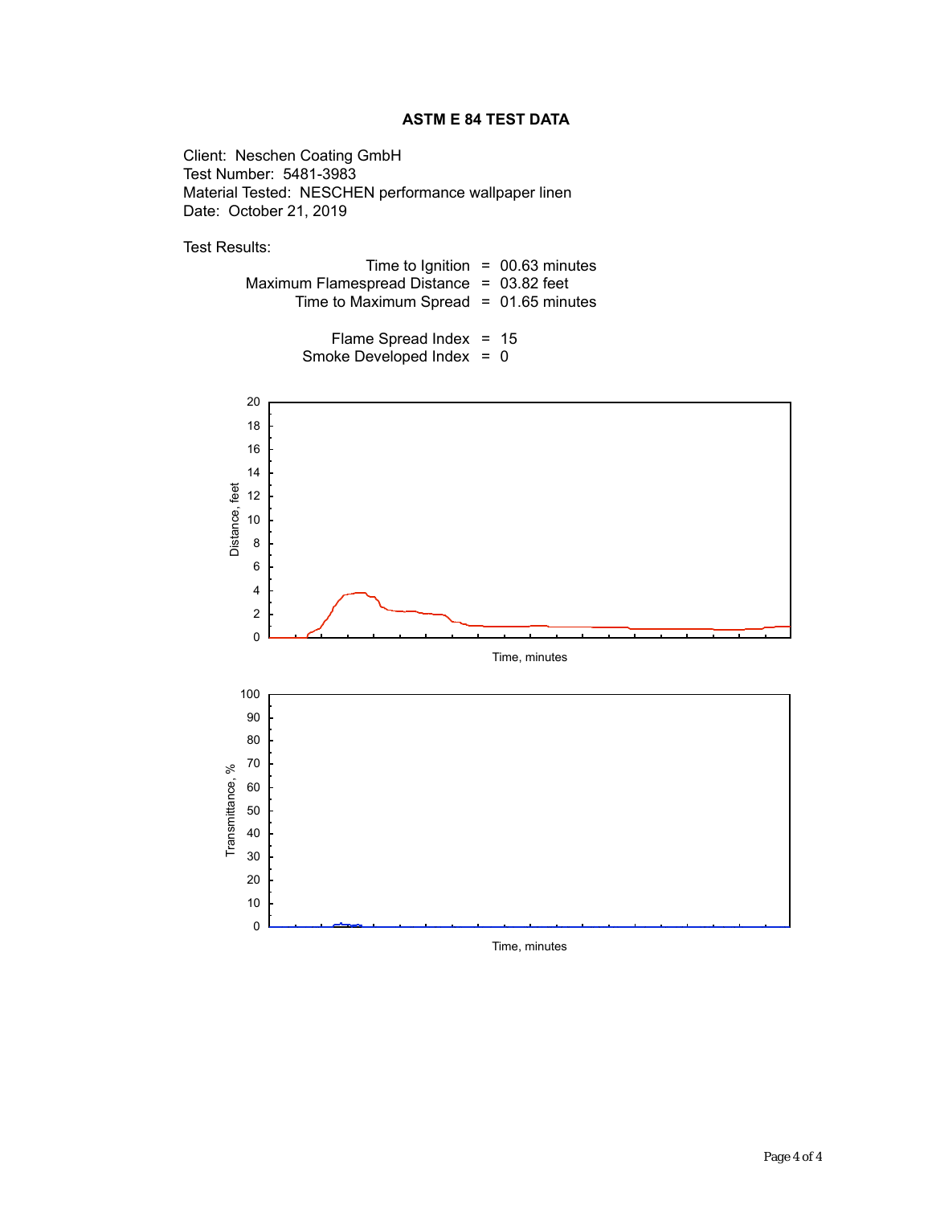## ASTM E 84 TEST DATA

Client: Neschen Coating GmbH
Test Number: 5481-3983
Material Tested: NESCHEN performance wallpaper linen
Date: October 21, 2019

Test Results:

Time to Ignition = 00.63 minutes
Maximum Flamespread Distance = 03.82 feet
Time to Maximum Spread = 01.65 minutes

Flame Spread Index = 15
Smoke Developed Index = 0

Distance, feet
20
18
16
14
12
10
8
6
4
2
0
Time, minutes

Transmittance, %
100
90
80
70
60
50
40
30
20
10
0
Time, minutes